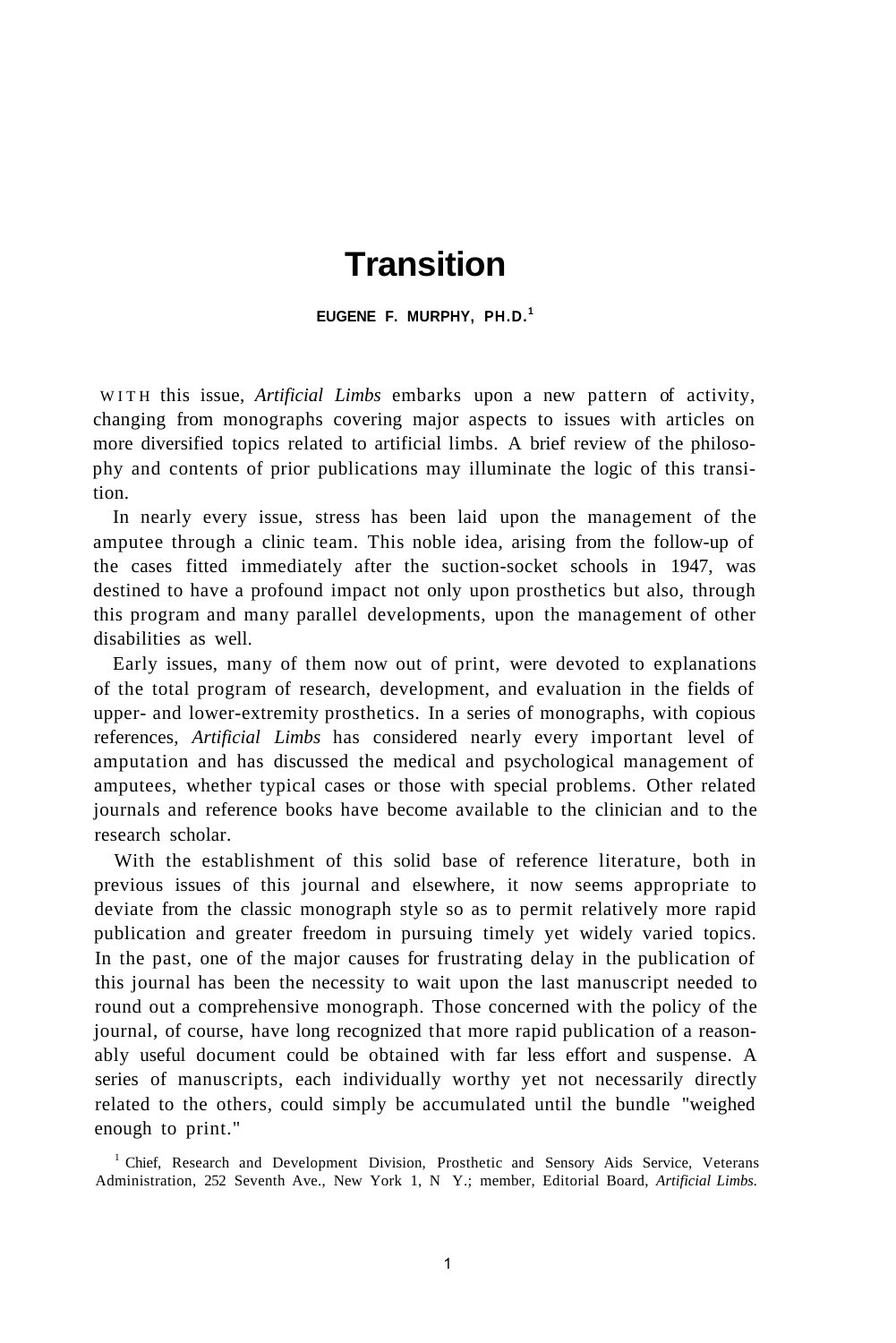# Transition

**EUGENE F. MURPHY, PH.D.**[1]

WITH this issue, *Artificial Limbs* embarks upon a new pattern of activity, changing from monographs covering major aspects to issues with articles on more diversified topics related to artificial limbs. A brief review of the philosophy and contents of prior publications may illuminate the logic of this transition.

In nearly every issue, stress has been laid upon the management of the amputee through a clinic team. This noble idea, arising from the follow-up of the cases fitted immediately after the suction-socket schools in 1947, was destined to have a profound impact not only upon prosthetics but also, through this program and many parallel developments, upon the management of other disabilities as well.

Early issues, many of them now out of print, were devoted to explanations of the total program of research, development, and evaluation in the fields of upper- and lower-extremity prosthetics. In a series of monographs, with copious references, *Artificial Limbs* has considered nearly every important level of amputation and has discussed the medical and psychological management of amputees, whether typical cases or those with special problems. Other related journals and reference books have become available to the clinician and to the research scholar.

With the establishment of this solid base of reference literature, both in previous issues of this journal and elsewhere, it now seems appropriate to deviate from the classic monograph style so as to permit relatively more rapid publication and greater freedom in pursuing timely yet widely varied topics. In the past, one of the major causes for frustrating delay in the publication of this journal has been the necessity to wait upon the last manuscript needed to round out a comprehensive monograph. Those concerned with the policy of the journal, of course, have long recognized that more rapid publication of a reasonably useful document could be obtained with far less effort and suspense. A series of manuscripts, each individually worthy yet not necessarily directly related to the others, could simply be accumulated until the bundle "weighed enough to print."

[1] Chief, Research and Development Division, Prosthetic and Sensory Aids Service, Veterans Administration, 252 Seventh Ave., New York 1, N Y.; member, Editorial Board, *Artificial Limbs.*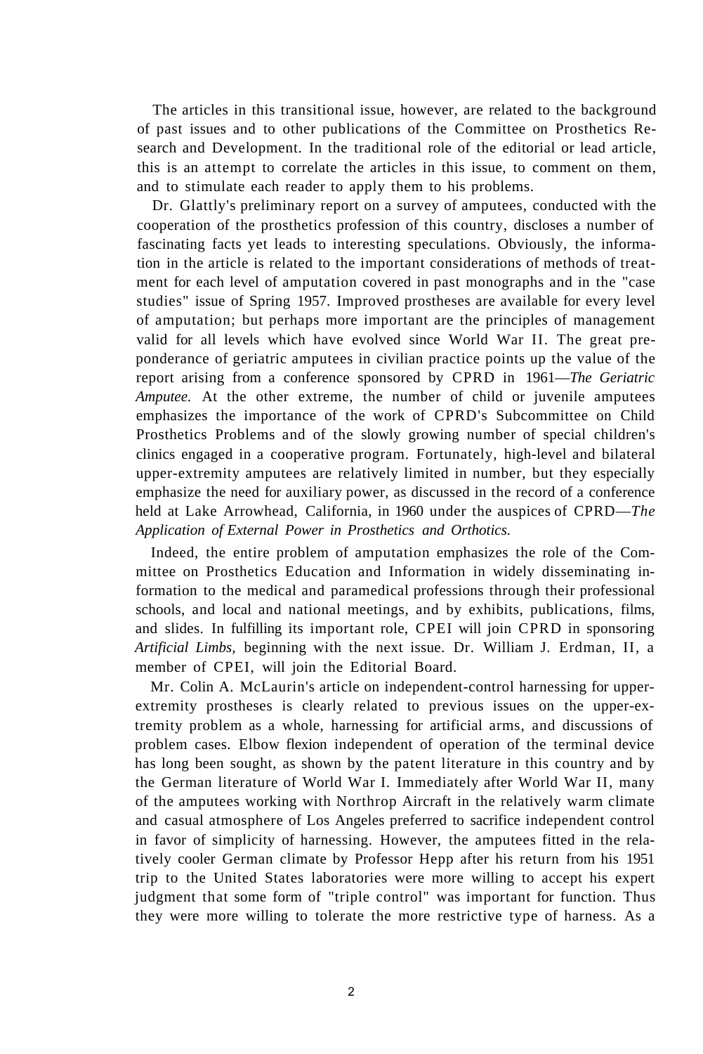The articles in this transitional issue, however, are related to the background of past issues and to other publications of the Committee on Prosthetics Research and Development. In the traditional role of the editorial or lead article, this is an attempt to correlate the articles in this issue, to comment on them, and to stimulate each reader to apply them to his problems.

Dr. Glattly's preliminary report on a survey of amputees, conducted with the cooperation of the prosthetics profession of this country, discloses a number of fascinating facts yet leads to interesting speculations. Obviously, the information in the article is related to the important considerations of methods of treatment for each level of amputation covered in past monographs and in the "case studies" issue of Spring 1957. Improved prostheses are available for every level of amputation; but perhaps more important are the principles of management valid for all levels which have evolved since World War II. The great preponderance of geriatric amputees in civilian practice points up the value of the report arising from a conference sponsored by CPRD in 1961—*The Geriatric Amputee.* At the other extreme, the number of child or juvenile amputees emphasizes the importance of the work of CPRD's Subcommittee on Child Prosthetics Problems and of the slowly growing number of special children's clinics engaged in a cooperative program. Fortunately, high-level and bilateral upper-extremity amputees are relatively limited in number, but they especially emphasize the need for auxiliary power, as discussed in the record of a conference held at Lake Arrowhead, California, in 1960 under the auspices of CPRD—*The Application of External Power in Prosthetics and Orthotics.*

Indeed, the entire problem of amputation emphasizes the role of the Committee on Prosthetics Education and Information in widely disseminating information to the medical and paramedical professions through their professional schools, and local and national meetings, and by exhibits, publications, films, and slides. In fulfilling its important role, CPEI will join CPRD in sponsoring *Artificial Limbs,* beginning with the next issue. Dr. William J. Erdman, II, a member of CPEI, will join the Editorial Board.

Mr. Colin A. McLaurin's article on independent-control harnessing for upper-extremity prostheses is clearly related to previous issues on the upper-extremity problem as a whole, harnessing for artificial arms, and discussions of problem cases. Elbow flexion independent of operation of the terminal device has long been sought, as shown by the patent literature in this country and by the German literature of World War I. Immediately after World War II, many of the amputees working with Northrop Aircraft in the relatively warm climate and casual atmosphere of Los Angeles preferred to sacrifice independent control in favor of simplicity of harnessing. However, the amputees fitted in the relatively cooler German climate by Professor Hepp after his return from his 1951 trip to the United States laboratories were more willing to accept his expert judgment that some form of "triple control" was important for function. Thus they were more willing to tolerate the more restrictive type of harness. As a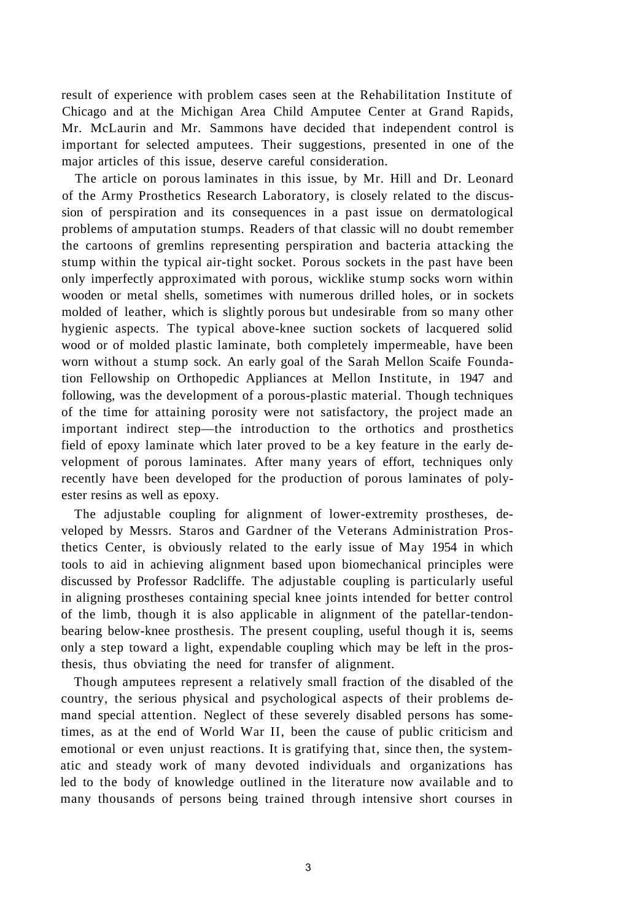result of experience with problem cases seen at the Rehabilitation Institute of Chicago and at the Michigan Area Child Amputee Center at Grand Rapids, Mr. McLaurin and Mr. Sammons have decided that independent control is important for selected amputees. Their suggestions, presented in one of the major articles of this issue, deserve careful consideration.

The article on porous laminates in this issue, by Mr. Hill and Dr. Leonard of the Army Prosthetics Research Laboratory, is closely related to the discussion of perspiration and its consequences in a past issue on dermatological problems of amputation stumps. Readers of that classic will no doubt remember the cartoons of gremlins representing perspiration and bacteria attacking the stump within the typical air-tight socket. Porous sockets in the past have been only imperfectly approximated with porous, wicklike stump socks worn within wooden or metal shells, sometimes with numerous drilled holes, or in sockets molded of leather, which is slightly porous but undesirable from so many other hygienic aspects. The typical above-knee suction sockets of lacquered solid wood or of molded plastic laminate, both completely impermeable, have been worn without a stump sock. An early goal of the Sarah Mellon Scaife Foundation Fellowship on Orthopedic Appliances at Mellon Institute, in 1947 and following, was the development of a porous-plastic material. Though techniques of the time for attaining porosity were not satisfactory, the project made an important indirect step—the introduction to the orthotics and prosthetics field of epoxy laminate which later proved to be a key feature in the early development of porous laminates. After many years of effort, techniques only recently have been developed for the production of porous laminates of polyester resins as well as epoxy.

The adjustable coupling for alignment of lower-extremity prostheses, developed by Messrs. Staros and Gardner of the Veterans Administration Prosthetics Center, is obviously related to the early issue of May 1954 in which tools to aid in achieving alignment based upon biomechanical principles were discussed by Professor Radcliffe. The adjustable coupling is particularly useful in aligning prostheses containing special knee joints intended for better control of the limb, though it is also applicable in alignment of the patellar-tendon-bearing below-knee prosthesis. The present coupling, useful though it is, seems only a step toward a light, expendable coupling which may be left in the prosthesis, thus obviating the need for transfer of alignment.

Though amputees represent a relatively small fraction of the disabled of the country, the serious physical and psychological aspects of their problems demand special attention. Neglect of these severely disabled persons has sometimes, as at the end of World War II, been the cause of public criticism and emotional or even unjust reactions. It is gratifying that, since then, the systematic and steady work of many devoted individuals and organizations has led to the body of knowledge outlined in the literature now available and to many thousands of persons being trained through intensive short courses in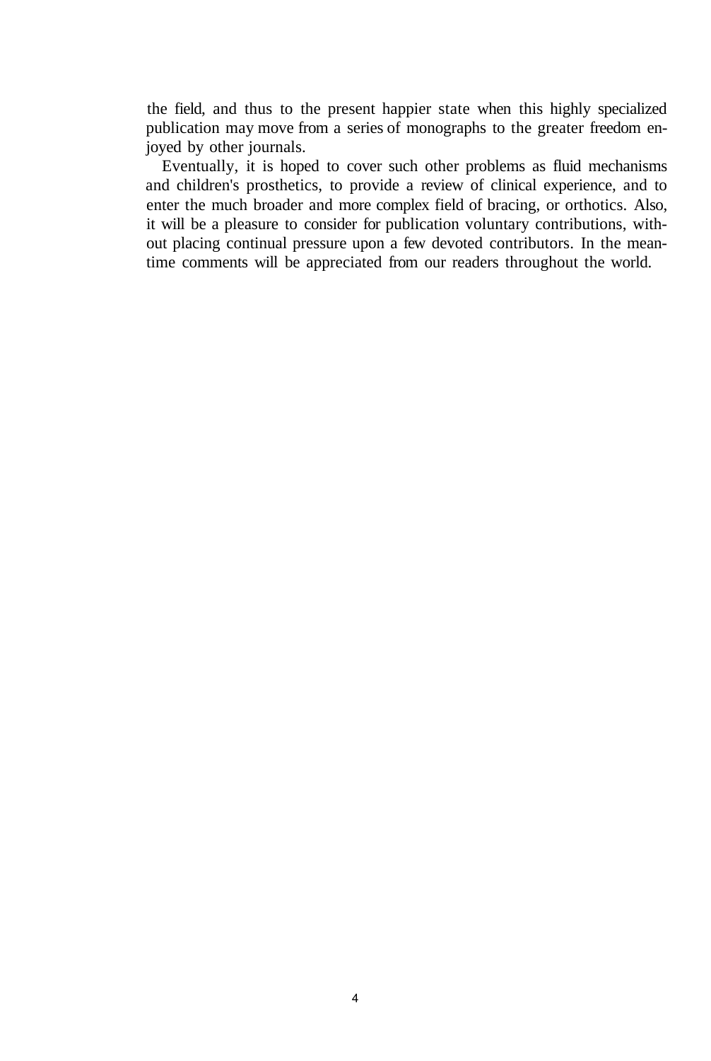the field, and thus to the present happier state when this highly specialized publication may move from a series of monographs to the greater freedom enjoyed by other journals.

Eventually, it is hoped to cover such other problems as fluid mechanisms and children's prosthetics, to provide a review of clinical experience, and to enter the much broader and more complex field of bracing, or orthotics. Also, it will be a pleasure to consider for publication voluntary contributions, without placing continual pressure upon a few devoted contributors. In the meantime comments will be appreciated from our readers throughout the world.